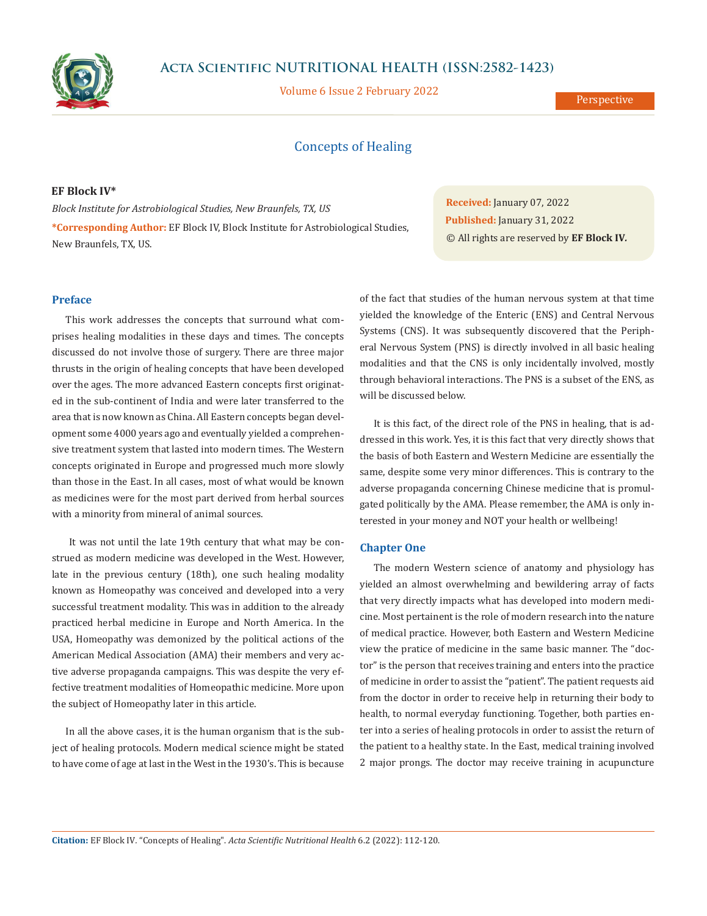# Concepts of Healing

**EF Block IV***

*Block Institute for Astrobiological Studies, New Braunfels, TX, US*

***Corresponding Author:** EF Block IV, Block Institute for Astrobiological Studies, New Braunfels, TX, US.

**Received:** January 07, 2022
**Published:** January 31, 2022
© All rights are reserved by **EF Block IV.**

## Preface

This work addresses the concepts that surround what comprises healing modalities in these days and times. The concepts discussed do not involve those of surgery. There are three major thrusts in the origin of healing concepts that have been developed over the ages. The more advanced Eastern concepts first originated in the sub-continent of India and were later transferred to the area that is now known as China. All Eastern concepts began development some 4000 years ago and eventually yielded a comprehensive treatment system that lasted into modern times. The Western concepts originated in Europe and progressed much more slowly than those in the East. In all cases, most of what would be known as medicines were for the most part derived from herbal sources with a minority from mineral of animal sources.

It was not until the late 19th century that what may be construed as modern medicine was developed in the West. However, late in the previous century (18th), one such healing modality known as Homeopathy was conceived and developed into a very successful treatment modality. This was in addition to the already practiced herbal medicine in Europe and North America. In the USA, Homeopathy was demonized by the political actions of the American Medical Association (AMA) their members and very active adverse propaganda campaigns. This was despite the very effective treatment modalities of Homeopathic medicine. More upon the subject of Homeopathy later in this article.

In all the above cases, it is the human organism that is the subject of healing protocols. Modern medical science might be stated to have come of age at last in the West in the 1930's. This is because of the fact that studies of the human nervous system at that time yielded the knowledge of the Enteric (ENS) and Central Nervous Systems (CNS). It was subsequently discovered that the Peripheral Nervous System (PNS) is directly involved in all basic healing modalities and that the CNS is only incidentally involved, mostly through behavioral interactions. The PNS is a subset of the ENS, as will be discussed below.

It is this fact, of the direct role of the PNS in healing, that is addressed in this work. Yes, it is this fact that very directly shows that the basis of both Eastern and Western Medicine are essentially the same, despite some very minor differences. This is contrary to the adverse propaganda concerning Chinese medicine that is promulgated politically by the AMA. Please remember, the AMA is only interested in your money and NOT your health or wellbeing!

## Chapter One

The modern Western science of anatomy and physiology has yielded an almost overwhelming and bewildering array of facts that very directly impacts what has developed into modern medicine. Most pertainent is the role of modern research into the nature of medical practice. However, both Eastern and Western Medicine view the pratice of medicine in the same basic manner. The "doctor" is the person that receives training and enters into the practice of medicine in order to assist the "patient". The patient requests aid from the doctor in order to receive help in returning their body to health, to normal everyday functioning. Together, both parties enter into a series of healing protocols in order to assist the return of the patient to a healthy state. In the East, medical training involved 2 major prongs. The doctor may receive training in acupuncture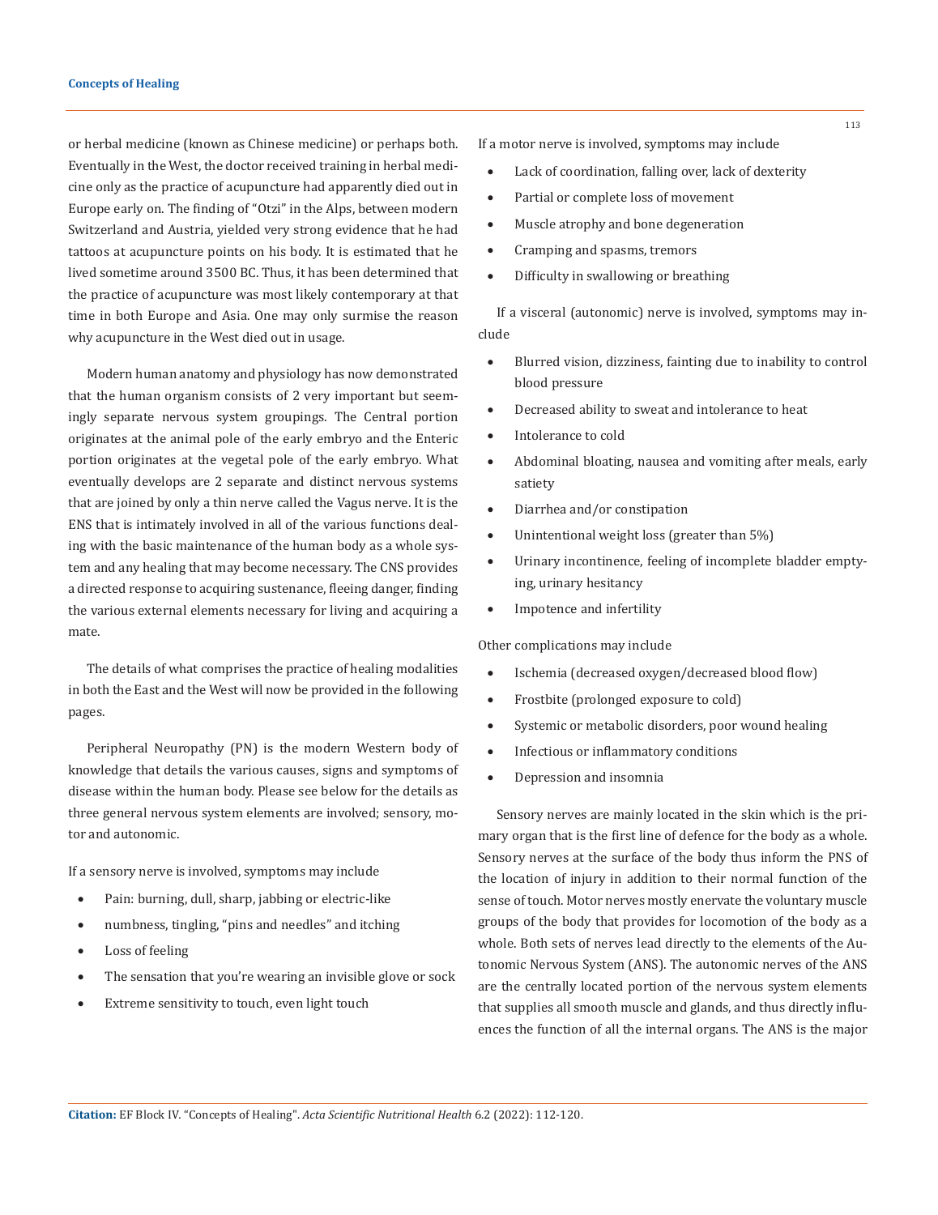or herbal medicine (known as Chinese medicine) or perhaps both. Eventually in the West, the doctor received training in herbal medicine only as the practice of acupuncture had apparently died out in Europe early on. The finding of "Otzi" in the Alps, between modern Switzerland and Austria, yielded very strong evidence that he had tattoos at acupuncture points on his body. It is estimated that he lived sometime around 3500 BC. Thus, it has been determined that the practice of acupuncture was most likely contemporary at that time in both Europe and Asia. One may only surmise the reason why acupuncture in the West died out in usage.

Modern human anatomy and physiology has now demonstrated that the human organism consists of 2 very important but seemingly separate nervous system groupings. The Central portion originates at the animal pole of the early embryo and the Enteric portion originates at the vegetal pole of the early embryo. What eventually develops are 2 separate and distinct nervous systems that are joined by only a thin nerve called the Vagus nerve. It is the ENS that is intimately involved in all of the various functions dealing with the basic maintenance of the human body as a whole system and any healing that may become necessary. The CNS provides a directed response to acquiring sustenance, fleeing danger, finding the various external elements necessary for living and acquiring a mate.

The details of what comprises the practice of healing modalities in both the East and the West will now be provided in the following pages.

Peripheral Neuropathy (PN) is the modern Western body of knowledge that details the various causes, signs and symptoms of disease within the human body. Please see below for the details as three general nervous system elements are involved; sensory, motor and autonomic.

If a sensory nerve is involved, symptoms may include

- Pain: burning, dull, sharp, jabbing or electric-like
- numbness, tingling, "pins and needles" and itching
- Loss of feeling
- The sensation that you're wearing an invisible glove or sock
- Extreme sensitivity to touch, even light touch

If a motor nerve is involved, symptoms may include

- Lack of coordination, falling over, lack of dexterity
- Partial or complete loss of movement
- Muscle atrophy and bone degeneration
- Cramping and spasms, tremors
- Difficulty in swallowing or breathing

If a visceral (autonomic) nerve is involved, symptoms may include

- Blurred vision, dizziness, fainting due to inability to control blood pressure
- Decreased ability to sweat and intolerance to heat
- Intolerance to cold
- Abdominal bloating, nausea and vomiting after meals, early satiety
- Diarrhea and/or constipation
- Unintentional weight loss (greater than 5%)
- Urinary incontinence, feeling of incomplete bladder emptying, urinary hesitancy
- Impotence and infertility

Other complications may include

- Ischemia (decreased oxygen/decreased blood flow)
- Frostbite (prolonged exposure to cold)
- Systemic or metabolic disorders, poor wound healing
- Infectious or inflammatory conditions
- Depression and insomnia

Sensory nerves are mainly located in the skin which is the primary organ that is the first line of defence for the body as a whole. Sensory nerves at the surface of the body thus inform the PNS of the location of injury in addition to their normal function of the sense of touch. Motor nerves mostly enervate the voluntary muscle groups of the body that provides for locomotion of the body as a whole. Both sets of nerves lead directly to the elements of the Autonomic Nervous System (ANS). The autonomic nerves of the ANS are the centrally located portion of the nervous system elements that supplies all smooth muscle and glands, and thus directly influences the function of all the internal organs. The ANS is the major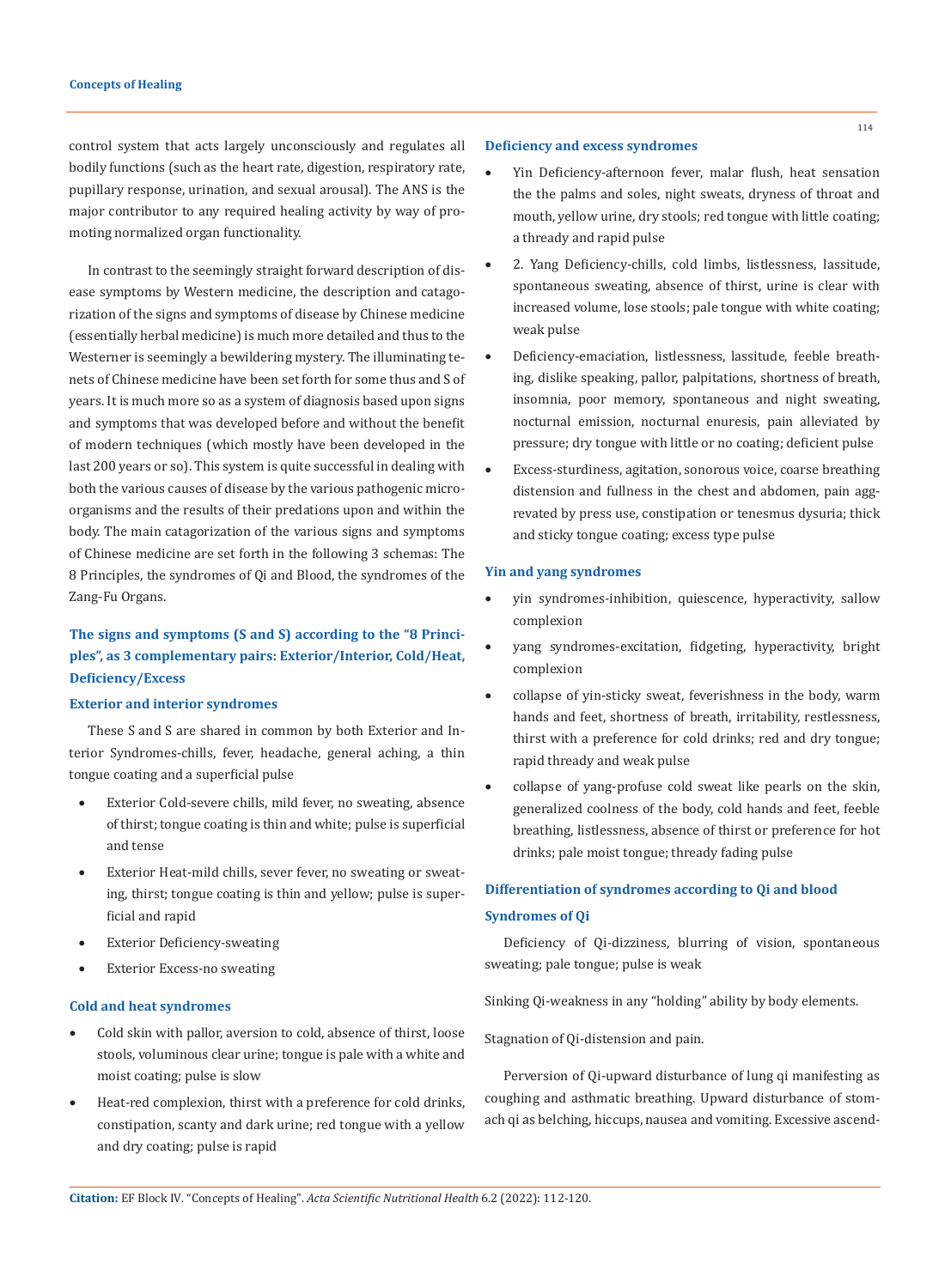control system that acts largely unconsciously and regulates all bodily functions (such as the heart rate, digestion, respiratory rate, pupillary response, urination, and sexual arousal). The ANS is the major contributor to any required healing activity by way of promoting normalized organ functionality.

In contrast to the seemingly straight forward description of disease symptoms by Western medicine, the description and catagorization of the signs and symptoms of disease by Chinese medicine (essentially herbal medicine) is much more detailed and thus to the Westerner is seemingly a bewildering mystery. The illuminating tenets of Chinese medicine have been set forth for some thus and S of years. It is much more so as a system of diagnosis based upon signs and symptoms that was developed before and without the benefit of modern techniques (which mostly have been developed in the last 200 years or so). This system is quite successful in dealing with both the various causes of disease by the various pathogenic microorganisms and the results of their predations upon and within the body. The main catagorization of the various signs and symptoms of Chinese medicine are set forth in the following 3 schemas: The 8 Principles, the syndromes of Qi and Blood, the syndromes of the Zang-Fu Organs.

## The signs and symptoms (S and S) according to the "8 Principles", as 3 complementary pairs: Exterior/Interior, Cold/Heat, Deficiency/Excess

### Exterior and interior syndromes

These S and S are shared in common by both Exterior and Interior Syndromes-chills, fever, headache, general aching, a thin tongue coating and a superficial pulse

- Exterior Cold-severe chills, mild fever, no sweating, absence of thirst; tongue coating is thin and white; pulse is superficial and tense
- Exterior Heat-mild chills, sever fever, no sweating or sweating, thirst; tongue coating is thin and yellow; pulse is superficial and rapid
- Exterior Deficiency-sweating
- Exterior Excess-no sweating

### Cold and heat syndromes

- Cold skin with pallor, aversion to cold, absence of thirst, loose stools, voluminous clear urine; tongue is pale with a white and moist coating; pulse is slow
- Heat-red complexion, thirst with a preference for cold drinks, constipation, scanty and dark urine; red tongue with a yellow and dry coating; pulse is rapid

### Deficiency and excess syndromes

- Yin Deficiency-afternoon fever, malar flush, heat sensation the the palms and soles, night sweats, dryness of throat and mouth, yellow urine, dry stools; red tongue with little coating; a thready and rapid pulse
- 2. Yang Deficiency-chills, cold limbs, listlessness, lassitude, spontaneous sweating, absence of thirst, urine is clear with increased volume, lose stools; pale tongue with white coating; weak pulse
- Deficiency-emaciation, listlessness, lassitude, feeble breathing, dislike speaking, pallor, palpitations, shortness of breath, insomnia, poor memory, spontaneous and night sweating, nocturnal emission, nocturnal enuresis, pain alleviated by pressure; dry tongue with little or no coating; deficient pulse
- Excess-sturdiness, agitation, sonorous voice, coarse breathing distension and fullness in the chest and abdomen, pain aggrevated by press use, constipation or tenesmus dysuria; thick and sticky tongue coating; excess type pulse

### Yin and yang syndromes

- yin syndromes-inhibition, quiescence, hyperactivity, sallow complexion
- yang syndromes-excitation, fidgeting, hyperactivity, bright complexion
- collapse of yin-sticky sweat, feverishness in the body, warm hands and feet, shortness of breath, irritability, restlessness, thirst with a preference for cold drinks; red and dry tongue; rapid thready and weak pulse
- collapse of yang-profuse cold sweat like pearls on the skin, generalized coolness of the body, cold hands and feet, feeble breathing, listlessness, absence of thirst or preference for hot drinks; pale moist tongue; thready fading pulse

### Differentiation of syndromes according to Qi and blood

### Syndromes of Qi

Deficiency of Qi-dizziness, blurring of vision, spontaneous sweating; pale tongue; pulse is weak

Sinking Qi-weakness in any "holding" ability by body elements.

Stagnation of Qi-distension and pain.

Perversion of Qi-upward disturbance of lung qi manifesting as coughing and asthmatic breathing. Upward disturbance of stomach qi as belching, hiccups, nausea and vomiting. Excessive ascend-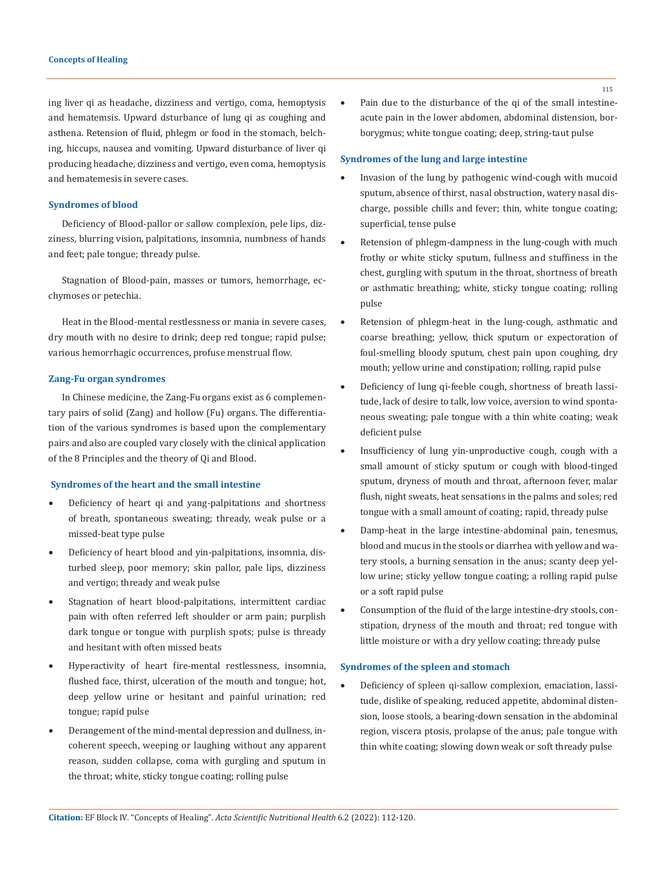ing liver qi as headache, dizziness and vertigo, coma, hemoptysis and hematemsis. Upward dsturbance of lung qi as coughing and asthena. Retension of fluid, phlegm or food in the stomach, belching, hiccups, nausea and vomiting. Upward disturbance of liver qi producing headache, dizziness and vertigo, even coma, hemoptysis and hematemesis in severe cases.

### Syndromes of blood

Deficiency of Blood-pallor or sallow complexion, pele lips, dizziness, blurring vision, palpitations, insomnia, numbness of hands and feet; pale tongue; thready pulse.

Stagnation of Blood-pain, masses or tumors, hemorrhage, ecchymoses or petechia.

Heat in the Blood-mental restlessness or mania in severe cases, dry mouth with no desire to drink; deep red tongue; rapid pulse; various hemorrhagic occurrences, profuse menstrual flow.

### Zang-Fu organ syndromes

In Chinese medicine, the Zang-Fu organs exist as 6 complementary pairs of solid (Zang) and hollow (Fu) organs. The differentiation of the various syndromes is based upon the complementary pairs and also are coupled vary closely with the clinical application of the 8 Principles and the theory of Qi and Blood.

### Syndromes of the heart and the small intestine

- Deficiency of heart qi and yang-palpitations and shortness of breath, spontaneous sweating; thready, weak pulse or a missed-beat type pulse
- Deficiency of heart blood and yin-palpitations, insomnia, disturbed sleep, poor memory; skin pallor, pale lips, dizziness and vertigo; thready and weak pulse
- Stagnation of heart blood-palpitations, intermittent cardiac pain with often referred left shoulder or arm pain; purplish dark tongue or tongue with purplish spots; pulse is thready and hesitant with often missed beats
- Hyperactivity of heart fire-mental restlessness, insomnia, flushed face, thirst, ulceration of the mouth and tongue; hot, deep yellow urine or hesitant and painful urination; red tongue; rapid pulse
- Derangement of the mind-mental depression and dullness, incoherent speech, weeping or laughing without any apparent reason, sudden collapse, coma with gurgling and sputum in the throat; white, sticky tongue coating; rolling pulse
- Pain due to the disturbance of the qi of the small intestine-acute pain in the lower abdomen, abdominal distension, borborygmus; white tongue coating; deep, string-taut pulse

### Syndromes of the lung and large intestine

- Invasion of the lung by pathogenic wind-cough with mucoid sputum, absence of thirst, nasal obstruction, watery nasal discharge, possible chills and fever; thin, white tongue coating; superficial, tense pulse
- Retension of phlegm-dampness in the lung-cough with much frothy or white sticky sputum, fullness and stuffiness in the chest, gurgling with sputum in the throat, shortness of breath or asthmatic breathing; white, sticky tongue coating; rolling pulse
- Retension of phlegm-heat in the lung-cough, asthmatic and coarse breathing; yellow, thick sputum or expectoration of foul-smelling bloody sputum, chest pain upon coughing, dry mouth; yellow urine and constipation; rolling, rapid pulse
- Deficiency of lung qi-feeble cough, shortness of breath lassitude, lack of desire to talk, low voice, aversion to wind spontaneous sweating; pale tongue with a thin white coating; weak deficient pulse
- Insufficiency of lung yin-unproductive cough, cough with a small amount of sticky sputum or cough with blood-tinged sputum, dryness of mouth and throat, afternoon fever, malar flush, night sweats, heat sensations in the palms and soles; red tongue with a small amount of coating; rapid, thready pulse
- Damp-heat in the large intestine-abdominal pain, tenesmus, blood and mucus in the stools or diarrhea with yellow and watery stools, a burning sensation in the anus; scanty deep yellow urine; sticky yellow tongue coating; a rolling rapid pulse or a soft rapid pulse
- Consumption of the fluid of the large intestine-dry stools, constipation, dryness of the mouth and throat; red tongue with little moisture or with a dry yellow coating; thready pulse

### Syndromes of the spleen and stomach

- Deficiency of spleen qi-sallow complexion, emaciation, lassitude, dislike of speaking, reduced appetite, abdominal distension, loose stools, a bearing-down sensation in the abdominal region, viscera ptosis, prolapse of the anus; pale tongue with thin white coating; slowing down weak or soft thready pulse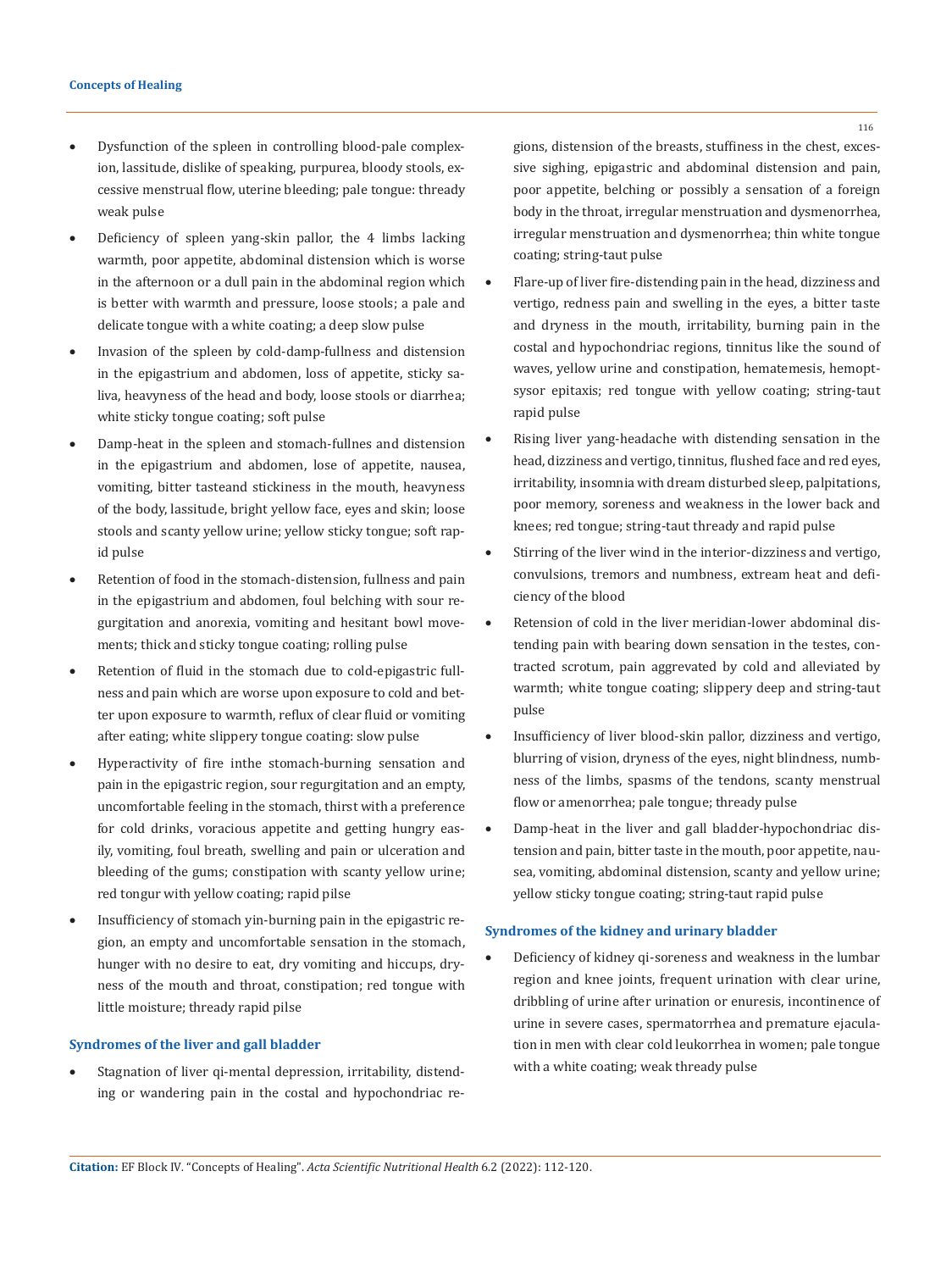- Dysfunction of the spleen in controlling blood-pale complexion, lassitude, dislike of speaking, purpurea, bloody stools, excessive menstrual flow, uterine bleeding; pale tongue: thready weak pulse
- Deficiency of spleen yang-skin pallor, the 4 limbs lacking warmth, poor appetite, abdominal distension which is worse in the afternoon or a dull pain in the abdominal region which is better with warmth and pressure, loose stools; a pale and delicate tongue with a white coating; a deep slow pulse
- Invasion of the spleen by cold-damp-fullness and distension in the epigastrium and abdomen, loss of appetite, sticky saliva, heavyness of the head and body, loose stools or diarrhea; white sticky tongue coating; soft pulse
- Damp-heat in the spleen and stomach-fullnes and distension in the epigastrium and abdomen, lose of appetite, nausea, vomiting, bitter tasteand stickiness in the mouth, heavyness of the body, lassitude, bright yellow face, eyes and skin; loose stools and scanty yellow urine; yellow sticky tongue; soft rapid pulse
- Retention of food in the stomach-distension, fullness and pain in the epigastrium and abdomen, foul belching with sour regurgitation and anorexia, vomiting and hesitant bowl movements; thick and sticky tongue coating; rolling pulse
- Retention of fluid in the stomach due to cold-epigastric fullness and pain which are worse upon exposure to cold and better upon exposure to warmth, reflux of clear fluid or vomiting after eating; white slippery tongue coating: slow pulse
- Hyperactivity of fire inthe stomach-burning sensation and pain in the epigastric region, sour regurgitation and an empty, uncomfortable feeling in the stomach, thirst with a preference for cold drinks, voracious appetite and getting hungry easily, vomiting, foul breath, swelling and pain or ulceration and bleeding of the gums; constipation with scanty yellow urine; red tongur with yellow coating; rapid pilse
- Insufficiency of stomach yin-burning pain in the epigastric region, an empty and uncomfortable sensation in the stomach, hunger with no desire to eat, dry vomiting and hiccups, dryness of the mouth and throat, constipation; red tongue with little moisture; thready rapid pilse

### Syndromes of the liver and gall bladder

- Stagnation of liver qi-mental depression, irritability, distending or wandering pain in the costal and hypochondriac regions, distension of the breasts, stuffiness in the chest, excessive sighing, epigastric and abdominal distension and pain, poor appetite, belching or possibly a sensation of a foreign body in the throat, irregular menstruation and dysmenorrhea, irregular menstruation and dysmenorrhea; thin white tongue coating; string-taut pulse
- Flare-up of liver fire-distending pain in the head, dizziness and vertigo, redness pain and swelling in the eyes, a bitter taste and dryness in the mouth, irritability, burning pain in the costal and hypochondriac regions, tinnitus like the sound of waves, yellow urine and constipation, hematemesis, hemoptsysor epitaxis; red tongue with yellow coating; string-taut rapid pulse
- Rising liver yang-headache with distending sensation in the head, dizziness and vertigo, tinnitus, flushed face and red eyes, irritability, insomnia with dream disturbed sleep, palpitations, poor memory, soreness and weakness in the lower back and knees; red tongue; string-taut thready and rapid pulse
- Stirring of the liver wind in the interior-dizziness and vertigo, convulsions, tremors and numbness, extream heat and deficiency of the blood
- Retension of cold in the liver meridian-lower abdominal distending pain with bearing down sensation in the testes, contracted scrotum, pain aggravated by cold and alleviated by warmth; white tongue coating; slippery deep and string-taut pulse
- Insufficiency of liver blood-skin pallor, dizziness and vertigo, blurring of vision, dryness of the eyes, night blindness, numbness of the limbs, spasms of the tendons, scanty menstrual flow or amenorrhea; pale tongue; thready pulse
- Damp-heat in the liver and gall bladder-hypochondriac distension and pain, bitter taste in the mouth, poor appetite, nausea, vomiting, abdominal distension, scanty and yellow urine; yellow sticky tongue coating; string-taut rapid pulse

### Syndromes of the kidney and urinary bladder

- Deficiency of kidney qi-soreness and weakness in the lumbar region and knee joints, frequent urination with clear urine, dribbling of urine after urination or enuresis, incontinence of urine in severe cases, spermatorrhea and premature ejaculation in men with clear cold leukorrhea in women; pale tongue with a white coating; weak thready pulse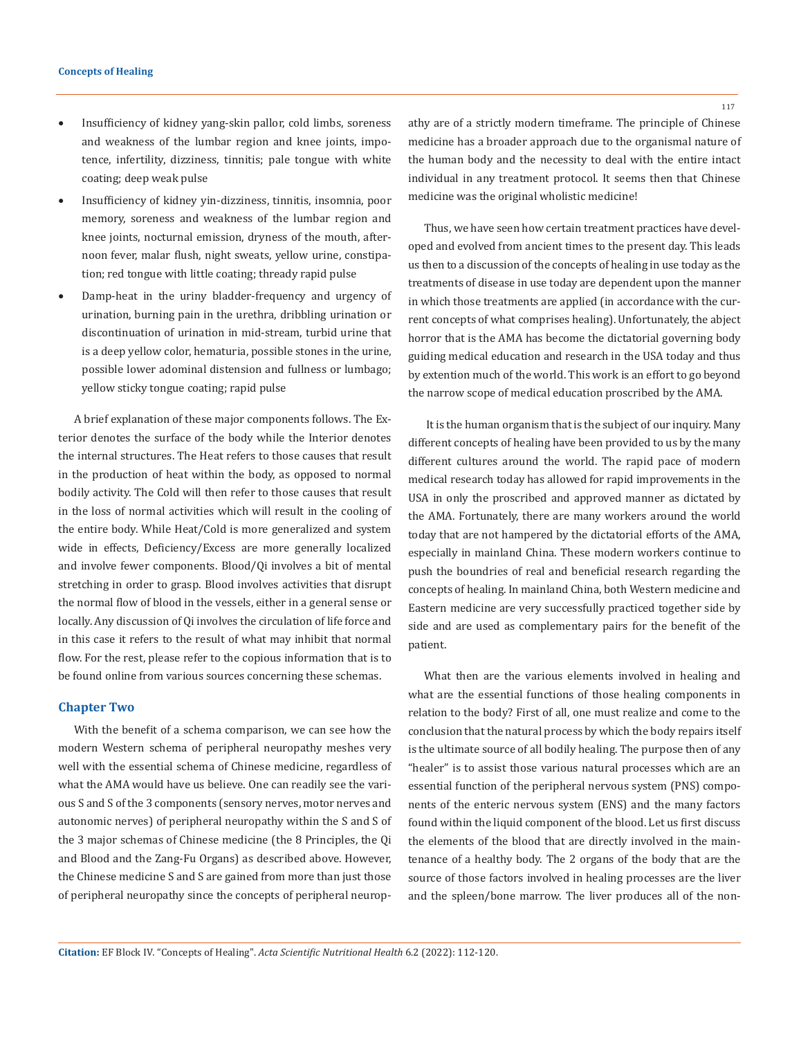- Insufficiency of kidney yang-skin pallor, cold limbs, soreness and weakness of the lumbar region and knee joints, impotence, infertility, dizziness, tinnitis; pale tongue with white coating; deep weak pulse
- Insufficiency of kidney yin-dizziness, tinnitis, insomnia, poor memory, soreness and weakness of the lumbar region and knee joints, nocturnal emission, dryness of the mouth, afternoon fever, malar flush, night sweats, yellow urine, constipation; red tongue with little coating; thready rapid pulse
- Damp-heat in the uriny bladder-frequency and urgency of urination, burning pain in the urethra, dribbling urination or discontinuation of urination in mid-stream, turbid urine that is a deep yellow color, hematuria, possible stones in the urine, possible lower adominal distension and fullness or lumbago; yellow sticky tongue coating; rapid pulse

A brief explanation of these major components follows. The Exterior denotes the surface of the body while the Interior denotes the internal structures. The Heat refers to those causes that result in the production of heat within the body, as opposed to normal bodily activity. The Cold will then refer to those causes that result in the loss of normal activities which will result in the cooling of the entire body. While Heat/Cold is more generalized and system wide in effects, Deficiency/Excess are more generally localized and involve fewer components. Blood/Qi involves a bit of mental stretching in order to grasp. Blood involves activities that disrupt the normal flow of blood in the vessels, either in a general sense or locally. Any discussion of Qi involves the circulation of life force and in this case it refers to the result of what may inhibit that normal flow. For the rest, please refer to the copious information that is to be found online from various sources concerning these schemas.

## Chapter Two

With the benefit of a schema comparison, we can see how the modern Western schema of peripheral neuropathy meshes very well with the essential schema of Chinese medicine, regardless of what the AMA would have us believe. One can readily see the various S and S of the 3 components (sensory nerves, motor nerves and autonomic nerves) of peripheral neuropathy within the S and S of the 3 major schemas of Chinese medicine (the 8 Principles, the Qi and Blood and the Zang-Fu Organs) as described above. However, the Chinese medicine S and S are gained from more than just those of peripheral neuropathy since the concepts of peripheral neuropathy are of a strictly modern timeframe. The principle of Chinese medicine has a broader approach due to the organismal nature of the human body and the necessity to deal with the entire intact individual in any treatment protocol. It seems then that Chinese medicine was the original wholistic medicine!

Thus, we have seen how certain treatment practices have developed and evolved from ancient times to the present day. This leads us then to a discussion of the concepts of healing in use today as the treatments of disease in use today are dependent upon the manner in which those treatments are applied (in accordance with the current concepts of what comprises healing). Unfortunately, the abject horror that is the AMA has become the dictatorial governing body guiding medical education and research in the USA today and thus by extention much of the world. This work is an effort to go beyond the narrow scope of medical education proscribed by the AMA.

It is the human organism that is the subject of our inquiry. Many different concepts of healing have been provided to us by the many different cultures around the world. The rapid pace of modern medical research today has allowed for rapid improvements in the USA in only the proscribed and approved manner as dictated by the AMA. Fortunately, there are many workers around the world today that are not hampered by the dictatorial efforts of the AMA, especially in mainland China. These modern workers continue to push the boundries of real and beneficial research regarding the concepts of healing. In mainland China, both Western medicine and Eastern medicine are very successfully practiced together side by side and are used as complementary pairs for the benefit of the patient.

What then are the various elements involved in healing and what are the essential functions of those healing components in relation to the body? First of all, one must realize and come to the conclusion that the natural process by which the body repairs itself is the ultimate source of all bodily healing. The purpose then of any "healer" is to assist those various natural processes which are an essential function of the peripheral nervous system (PNS) components of the enteric nervous system (ENS) and the many factors found within the liquid component of the blood. Let us first discuss the elements of the blood that are directly involved in the maintenance of a healthy body. The 2 organs of the body that are the source of those factors involved in healing processes are the liver and the spleen/bone marrow. The liver produces all of the non-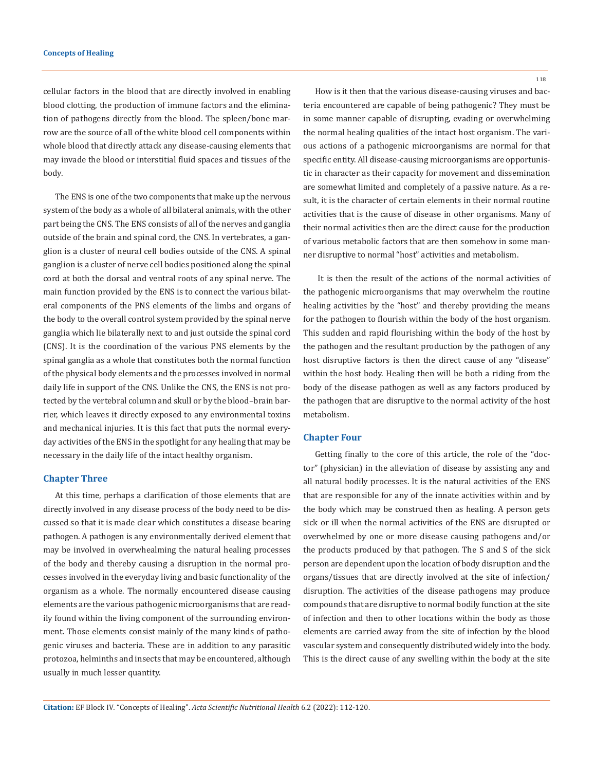cellular factors in the blood that are directly involved in enabling blood clotting, the production of immune factors and the elimination of pathogens directly from the blood. The spleen/bone marrow are the source of all of the white blood cell components within whole blood that directly attack any disease-causing elements that may invade the blood or interstitial fluid spaces and tissues of the body.

The ENS is one of the two components that make up the nervous system of the body as a whole of all bilateral animals, with the other part being the CNS. The ENS consists of all of the nerves and ganglia outside of the brain and spinal cord, the CNS. In vertebrates, a ganglion is a cluster of neural cell bodies outside of the CNS. A spinal ganglion is a cluster of nerve cell bodies positioned along the spinal cord at both the dorsal and ventral roots of any spinal nerve. The main function provided by the ENS is to connect the various bilateral components of the PNS elements of the limbs and organs of the body to the overall control system provided by the spinal nerve ganglia which lie bilaterally next to and just outside the spinal cord (CNS). It is the coordination of the various PNS elements by the spinal ganglia as a whole that constitutes both the normal function of the physical body elements and the processes involved in normal daily life in support of the CNS. Unlike the CNS, the ENS is not protected by the vertebral column and skull or by the blood–brain barrier, which leaves it directly exposed to any environmental toxins and mechanical injuries. It is this fact that puts the normal everyday activities of the ENS in the spotlight for any healing that may be necessary in the daily life of the intact healthy organism.

## Chapter Three

At this time, perhaps a clarification of those elements that are directly involved in any disease process of the body need to be discussed so that it is made clear which constitutes a disease bearing pathogen. A pathogen is any environmentally derived element that may be involved in overwhealming the natural healing processes of the body and thereby causing a disruption in the normal processes involved in the everyday living and basic functionality of the organism as a whole. The normally encountered disease causing elements are the various pathogenic microorganisms that are readily found within the living component of the surrounding environment. Those elements consist mainly of the many kinds of pathogenic viruses and bacteria. These are in addition to any parasitic protozoa, helminths and insects that may be encountered, although usually in much lesser quantity.

How is it then that the various disease-causing viruses and bacteria encountered are capable of being pathogenic? They must be in some manner capable of disrupting, evading or overwhelming the normal healing qualities of the intact host organism. The various actions of a pathogenic microorganisms are normal for that specific entity. All disease-causing microorganisms are opportunistic in character as their capacity for movement and dissemination are somewhat limited and completely of a passive nature. As a result, it is the character of certain elements in their normal routine activities that is the cause of disease in other organisms. Many of their normal activities then are the direct cause for the production of various metabolic factors that are then somehow in some manner disruptive to normal "host" activities and metabolism.

It is then the result of the actions of the normal activities of the pathogenic microorganisms that may overwhelm the routine healing activities by the "host" and thereby providing the means for the pathogen to flourish within the body of the host organism. This sudden and rapid flourishing within the body of the host by the pathogen and the resultant production by the pathogen of any host disruptive factors is then the direct cause of any "disease" within the host body. Healing then will be both a riding from the body of the disease pathogen as well as any factors produced by the pathogen that are disruptive to the normal activity of the host metabolism.

## Chapter Four

Getting finally to the core of this article, the role of the "doctor" (physician) in the alleviation of disease by assisting any and all natural bodily processes. It is the natural activities of the ENS that are responsible for any of the innate activities within and by the body which may be construed then as healing. A person gets sick or ill when the normal activities of the ENS are disrupted or overwhelmed by one or more disease causing pathogens and/or the products produced by that pathogen. The S and S of the sick person are dependent upon the location of body disruption and the organs/tissues that are directly involved at the site of infection/disruption. The activities of the disease pathogens may produce compounds that are disruptive to normal bodily function at the site of infection and then to other locations within the body as those elements are carried away from the site of infection by the blood vascular system and consequently distributed widely into the body. This is the direct cause of any swelling within the body at the site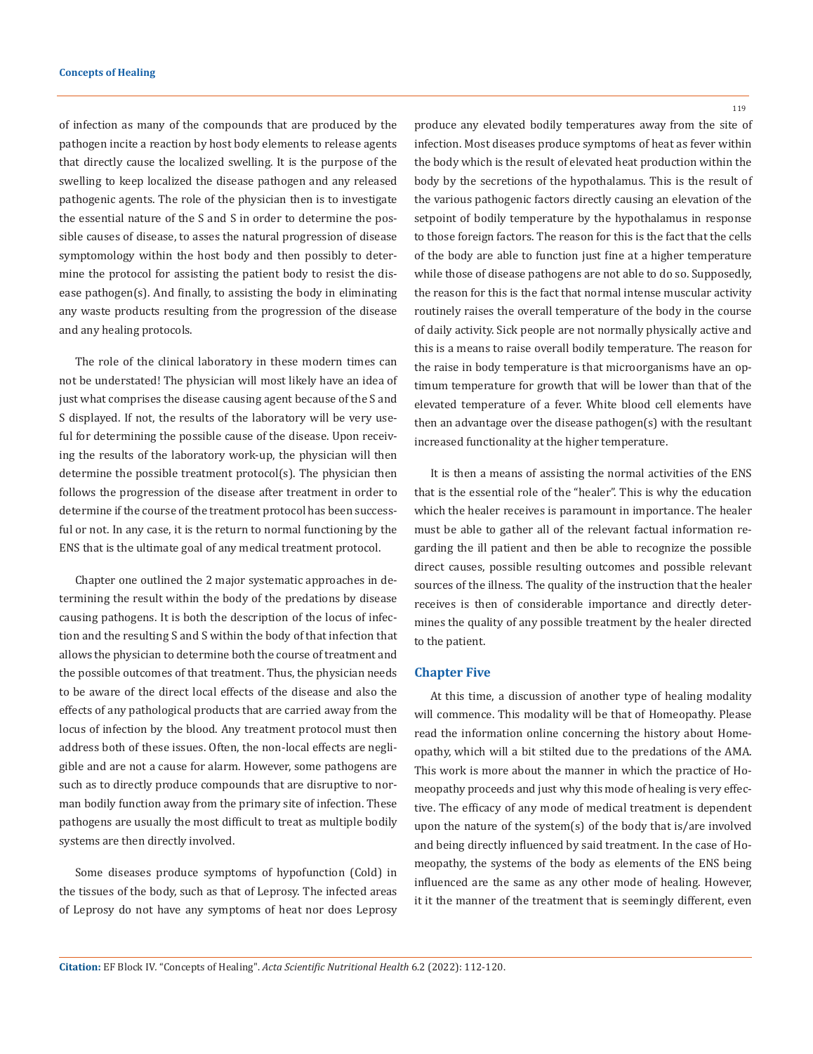of infection as many of the compounds that are produced by the pathogen incite a reaction by host body elements to release agents that directly cause the localized swelling. It is the purpose of the swelling to keep localized the disease pathogen and any released pathogenic agents. The role of the physician then is to investigate the essential nature of the S and S in order to determine the possible causes of disease, to asses the natural progression of disease symptomology within the host body and then possibly to determine the protocol for assisting the patient body to resist the disease pathogen(s). And finally, to assisting the body in eliminating any waste products resulting from the progression of the disease and any healing protocols.

The role of the clinical laboratory in these modern times can not be understated! The physician will most likely have an idea of just what comprises the disease causing agent because of the S and S displayed. If not, the results of the laboratory will be very useful for determining the possible cause of the disease. Upon receiving the results of the laboratory work-up, the physician will then determine the possible treatment protocol(s). The physician then follows the progression of the disease after treatment in order to determine if the course of the treatment protocol has been successful or not. In any case, it is the return to normal functioning by the ENS that is the ultimate goal of any medical treatment protocol.

Chapter one outlined the 2 major systematic approaches in determining the result within the body of the predations by disease causing pathogens. It is both the description of the locus of infection and the resulting S and S within the body of that infection that allows the physician to determine both the course of treatment and the possible outcomes of that treatment. Thus, the physician needs to be aware of the direct local effects of the disease and also the effects of any pathological products that are carried away from the locus of infection by the blood. Any treatment protocol must then address both of these issues. Often, the non-local effects are negligible and are not a cause for alarm. However, some pathogens are such as to directly produce compounds that are disruptive to norman bodily function away from the primary site of infection. These pathogens are usually the most difficult to treat as multiple bodily systems are then directly involved.

Some diseases produce symptoms of hypofunction (Cold) in the tissues of the body, such as that of Leprosy. The infected areas of Leprosy do not have any symptoms of heat nor does Leprosy produce any elevated bodily temperatures away from the site of infection. Most diseases produce symptoms of heat as fever within the body which is the result of elevated heat production within the body by the secretions of the hypothalamus. This is the result of the various pathogenic factors directly causing an elevation of the setpoint of bodily temperature by the hypothalamus in response to those foreign factors. The reason for this is the fact that the cells of the body are able to function just fine at a higher temperature while those of disease pathogens are not able to do so. Supposedly, the reason for this is the fact that normal intense muscular activity routinely raises the overall temperature of the body in the course of daily activity. Sick people are not normally physically active and this is a means to raise overall bodily temperature. The reason for the raise in body temperature is that microorganisms have an optimum temperature for growth that will be lower than that of the elevated temperature of a fever. White blood cell elements have then an advantage over the disease pathogen(s) with the resultant increased functionality at the higher temperature.

It is then a means of assisting the normal activities of the ENS that is the essential role of the "healer". This is why the education which the healer receives is paramount in importance. The healer must be able to gather all of the relevant factual information regarding the ill patient and then be able to recognize the possible direct causes, possible resulting outcomes and possible relevant sources of the illness. The quality of the instruction that the healer receives is then of considerable importance and directly determines the quality of any possible treatment by the healer directed to the patient.

## Chapter Five

At this time, a discussion of another type of healing modality will commence. This modality will be that of Homeopathy. Please read the information online concerning the history about Homeopathy, which will a bit stilted due to the predations of the AMA. This work is more about the manner in which the practice of Homeopathy proceeds and just why this mode of healing is very effective. The efficacy of any mode of medical treatment is dependent upon the nature of the system(s) of the body that is/are involved and being directly influenced by said treatment. In the case of Homeopathy, the systems of the body as elements of the ENS being influenced are the same as any other mode of healing. However, it it the manner of the treatment that is seemingly different, even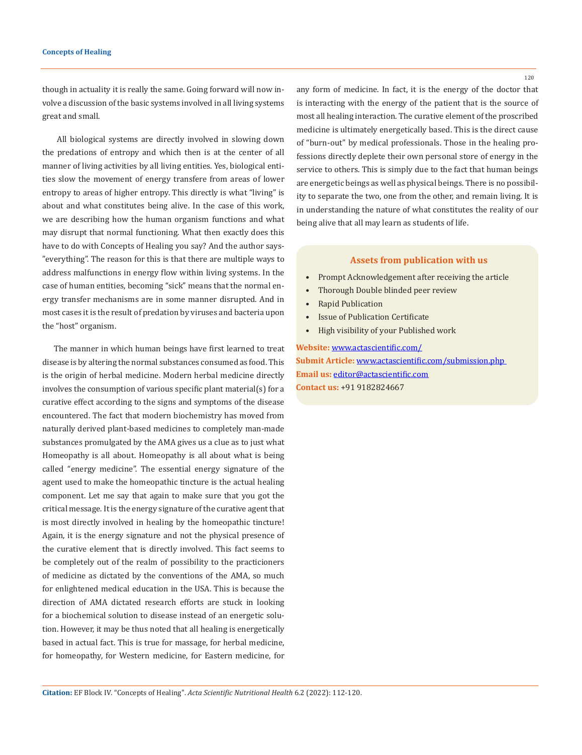though in actuality it is really the same. Going forward will now involve a discussion of the basic systems involved in all living systems great and small.

All biological systems are directly involved in slowing down the predations of entropy and which then is at the center of all manner of living activities by all living entities. Yes, biological entities slow the movement of energy transfere from areas of lower entropy to areas of higher entropy. This directly is what "living" is about and what constitutes being alive. In the case of this work, we are describing how the human organism functions and what may disrupt that normal functioning. What then exactly does this have to do with Concepts of Healing you say? And the author says- "everything". The reason for this is that there are multiple ways to address malfunctions in energy flow within living systems. In the case of human entities, becoming "sick" means that the normal energy transfer mechanisms are in some manner disrupted. And in most cases it is the result of predation by viruses and bacteria upon the "host" organism.

The manner in which human beings have first learned to treat disease is by altering the normal substances consumed as food. This is the origin of herbal medicine. Modern herbal medicine directly involves the consumption of various specific plant material(s) for a curative effect according to the signs and symptoms of the disease encountered. The fact that modern biochemistry has moved from naturally derived plant-based medicines to completely man-made substances promulgated by the AMA gives us a clue as to just what Homeopathy is all about. Homeopathy is all about what is being called "energy medicine". The essential energy signature of the agent used to make the homeopathic tincture is the actual healing component. Let me say that again to make sure that you got the critical message. It is the energy signature of the curative agent that is most directly involved in healing by the homeopathic tincture! Again, it is the energy signature and not the physical presence of the curative element that is directly involved. This fact seems to be completely out of the realm of possibility to the practicioners of medicine as dictated by the conventions of the AMA, so much for enlightened medical education in the USA. This is because the direction of AMA dictated research efforts are stuck in looking for a biochemical solution to disease instead of an energetic solution. However, it may be thus noted that all healing is energetically based in actual fact. This is true for massage, for herbal medicine, for homeopathy, for Western medicine, for Eastern medicine, for any form of medicine. In fact, it is the energy of the doctor that is interacting with the energy of the patient that is the source of most all healing interaction. The curative element of the proscribed medicine is ultimately energetically based. This is the direct cause of "burn-out" by medical professionals. Those in the healing professions directly deplete their own personal store of energy in the service to others. This is simply due to the fact that human beings are energetic beings as well as physical beings. There is no possibility to separate the two, one from the other, and remain living. It is in understanding the nature of what constitutes the reality of our being alive that all may learn as students of life.

### Assets from publication with us

- Prompt Acknowledgement after receiving the article
- Thorough Double blinded peer review
- Rapid Publication
- Issue of Publication Certificate
- High visibility of your Published work

**Website:** www.actascientific.com/
**Submit Article:** www.actascientific.com/submission.php
**Email us:** editor@actascientific.com
**Contact us:** +91 9182824667